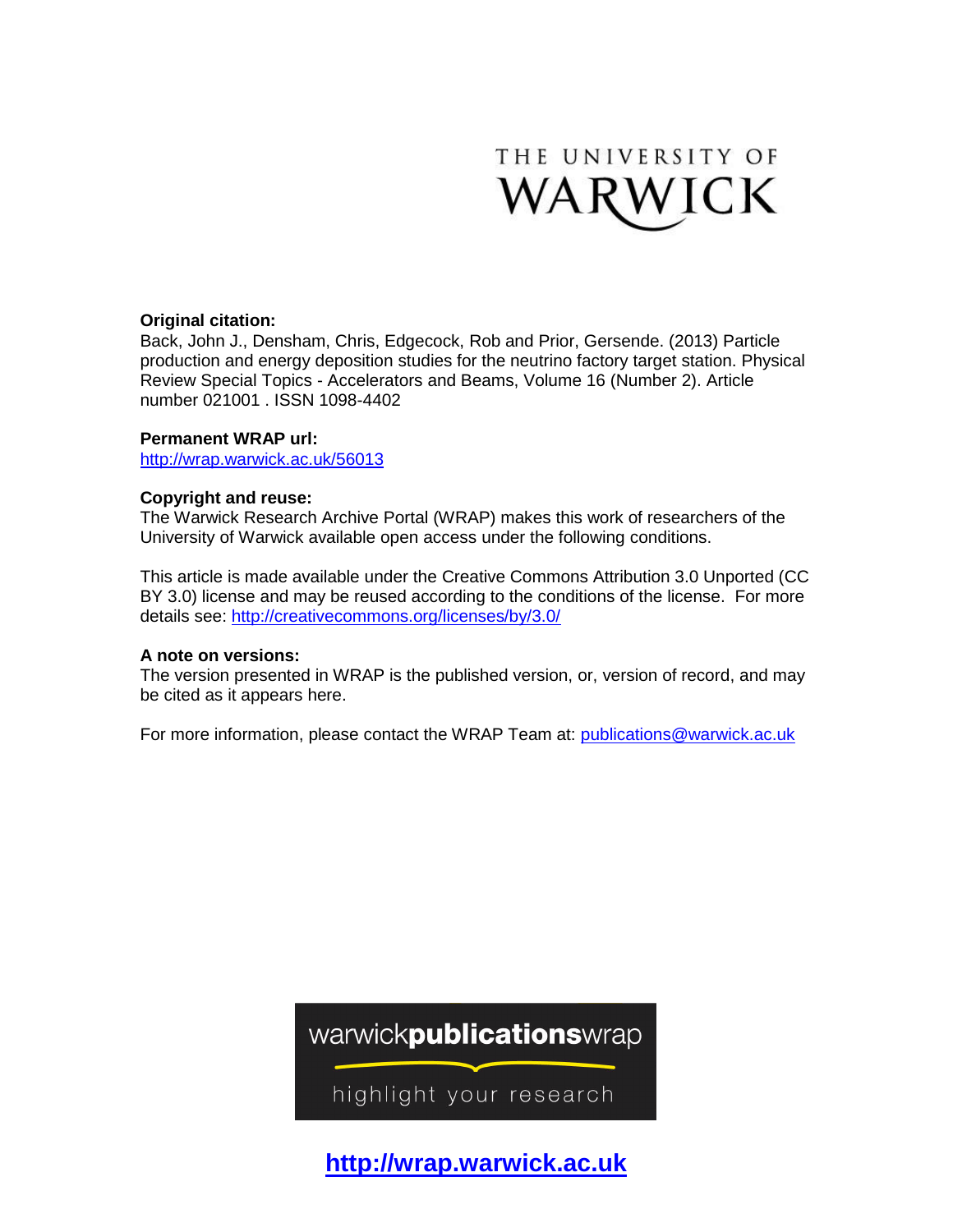THE UNIVERSITY OF WARWICK

**Original citation:**
Back, John J., Densham, Chris, Edgecock, Rob and Prior, Gersende. (2013) Particle production and energy deposition studies for the neutrino factory target station. Physical Review Special Topics - Accelerators and Beams, Volume 16 (Number 2). Article number 021001 . ISSN 1098-4402

**Permanent WRAP url:**
http://wrap.warwick.ac.uk/56013

**Copyright and reuse:**
The Warwick Research Archive Portal (WRAP) makes this work of researchers of the University of Warwick available open access under the following conditions.

This article is made available under the Creative Commons Attribution 3.0 Unported (CC BY 3.0) license and may be reused according to the conditions of the license. For more details see: http://creativecommons.org/licenses/by/3.0/

**A note on versions:**
The version presented in WRAP is the published version, or, version of record, and may be cited as it appears here.

For more information, please contact the WRAP Team at: publications@warwick.ac.uk

warwick**publications**wrap

highlight your research

**http://wrap.warwick.ac.uk**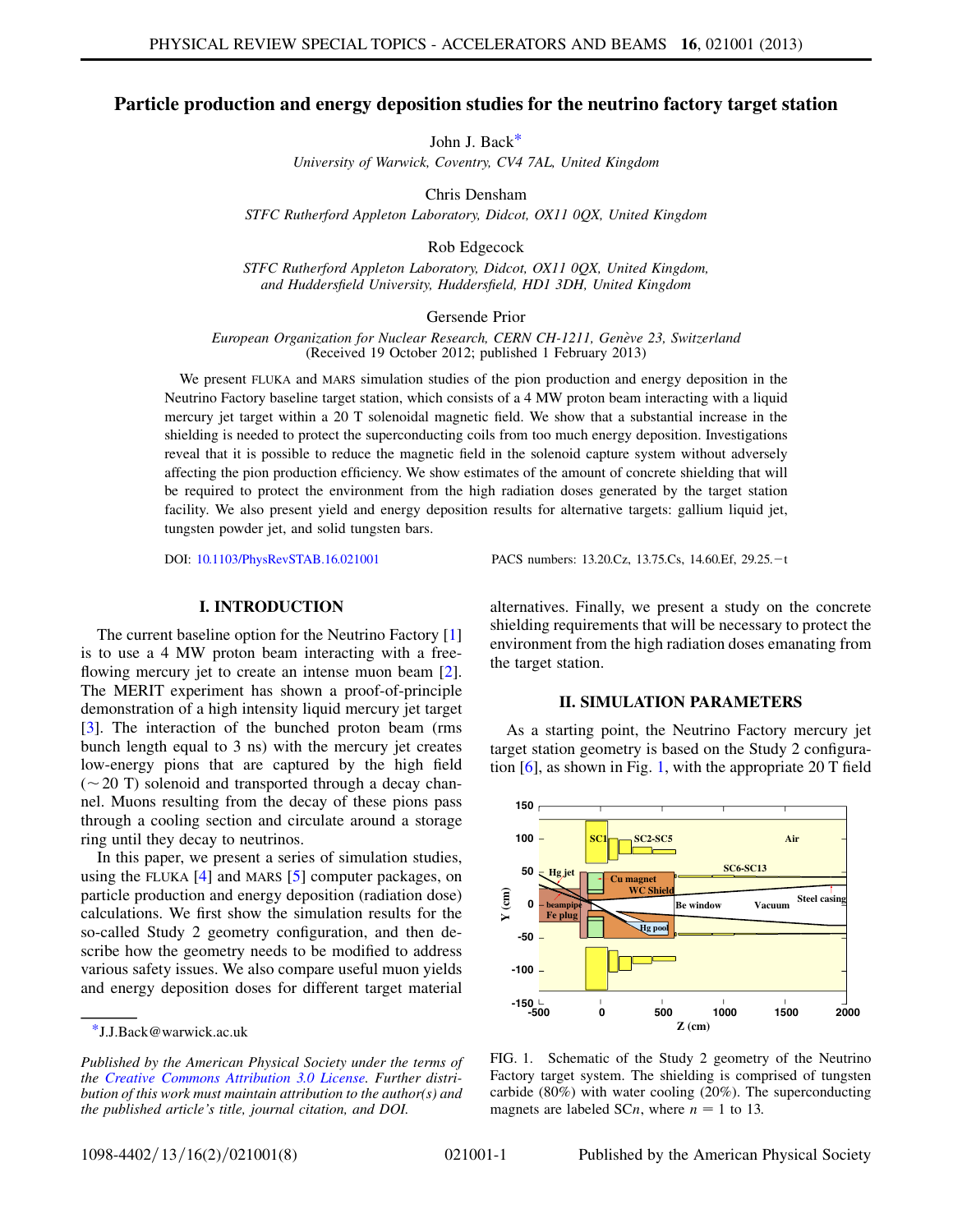# Particle production and energy deposition studies for the neutrino factory target station

John J. Back[*]

*University of Warwick, Coventry, CV4 7AL, United Kingdom*

Chris Densham

*STFC Rutherford Appleton Laboratory, Didcot, OX11 0QX, United Kingdom*

Rob Edgecock

*STFC Rutherford Appleton Laboratory, Didcot, OX11 0QX, United Kingdom, and Huddersfield University, Huddersfield, HD1 3DH, United Kingdom*

Gersende Prior

*European Organization for Nuclear Research, CERN CH-1211, Genève 23, Switzerland*

(Received 19 October 2012; published 1 February 2013)

We present FLUKA and MARS simulation studies of the pion production and energy deposition in the Neutrino Factory baseline target station, which consists of a 4 MW proton beam interacting with a liquid mercury jet target within a 20 T solenoidal magnetic field. We show that a substantial increase in the shielding is needed to protect the superconducting coils from too much energy deposition. Investigations reveal that it is possible to reduce the magnetic field in the solenoid capture system without adversely affecting the pion production efficiency. We show estimates of the amount of concrete shielding that will be required to protect the environment from the high radiation doses generated by the target station facility. We also present yield and energy deposition results for alternative targets: gallium liquid jet, tungsten powder jet, and solid tungsten bars.

DOI: 10.1103/PhysRevSTAB.16.021001    PACS numbers: 13.20.Cz, 13.75.Cs, 14.60.Ef, 29.25.−t

## I. INTRODUCTION

The current baseline option for the Neutrino Factory [1] is to use a 4 MW proton beam interacting with a free-flowing mercury jet to create an intense muon beam [2]. The MERIT experiment has shown a proof-of-principle demonstration of a high intensity liquid mercury jet target [3]. The interaction of the bunched proton beam (rms bunch length equal to 3 ns) with the mercury jet creates low-energy pions that are captured by the high field ($\sim 20$ T) solenoid and transported through a decay channel. Muons resulting from the decay of these pions pass through a cooling section and circulate around a storage ring until they decay to neutrinos.

In this paper, we present a series of simulation studies, using the FLUKA [4] and MARS [5] computer packages, on particle production and energy deposition (radiation dose) calculations. We first show the simulation results for the so-called Study 2 geometry configuration, and then describe how the geometry needs to be modified to address various safety issues. We also compare useful muon yields and energy deposition doses for different target material alternatives. Finally, we present a study on the concrete shielding requirements that will be necessary to protect the environment from the high radiation doses emanating from the target station.

## II. SIMULATION PARAMETERS

As a starting point, the Neutrino Factory mercury jet target station geometry is based on the Study 2 configuration [6], as shown in Fig. 1, with the appropriate 20 T field

FIG. 1. Schematic of the Study 2 geometry of the Neutrino Factory target system. The shielding is comprised of tungsten carbide (80%) with water cooling (20%). The superconducting magnets are labeled SC$n$, where $n = 1$ to 13.

[*] J.J.Back@warwick.ac.uk

*Published by the American Physical Society under the terms of the Creative Commons Attribution 3.0 License. Further distribution of this work must maintain attribution to the author(s) and the published article's title, journal citation, and DOI.*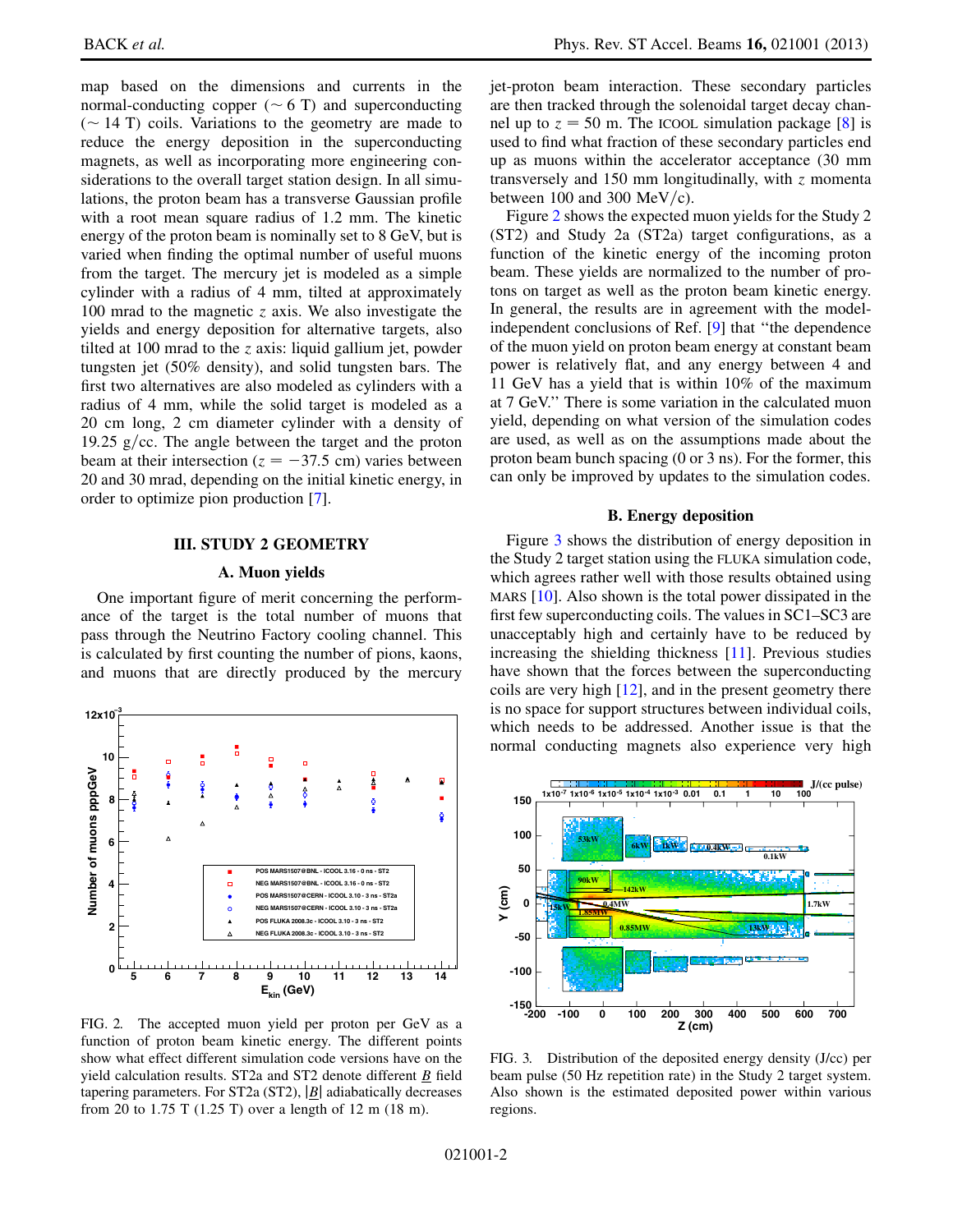map based on the dimensions and currents in the normal-conducting copper ($\sim 6$ T) and superconducting ($\sim 14$ T) coils. Variations to the geometry are made to reduce the energy deposition in the superconducting magnets, as well as incorporating more engineering considerations to the overall target station design. In all simulations, the proton beam has a transverse Gaussian profile with a root mean square radius of 1.2 mm. The kinetic energy of the proton beam is nominally set to 8 GeV, but is varied when finding the optimal number of useful muons from the target. The mercury jet is modeled as a simple cylinder with a radius of 4 mm, tilted at approximately 100 mrad to the magnetic $z$ axis. We also investigate the yields and energy deposition for alternative targets, also tilted at 100 mrad to the $z$ axis: liquid gallium jet, powder tungsten jet (50% density), and solid tungsten bars. The first two alternatives are also modeled as cylinders with a radius of 4 mm, while the solid target is modeled as a 20 cm long, 2 cm diameter cylinder with a density of 19.25 g/cc. The angle between the target and the proton beam at their intersection ($z = -37.5$ cm) varies between 20 and 30 mrad, depending on the initial kinetic energy, in order to optimize pion production [7].

## III. STUDY 2 GEOMETRY

### A. Muon yields

One important figure of merit concerning the performance of the target is the total number of muons that pass through the Neutrino Factory cooling channel. This is calculated by first counting the number of pions, kaons, and muons that are directly produced by the mercury jet-proton beam interaction. These secondary particles are then tracked through the solenoidal target decay channel up to $z = 50$ m. The ICOOL simulation package [8] is used to find what fraction of these secondary particles end up as muons within the accelerator acceptance (30 mm transversely and 150 mm longitudinally, with $z$ momenta between 100 and 300 MeV/c).

FIG. 2. The accepted muon yield per proton per GeV as a function of proton beam kinetic energy. The different points show what effect different simulation code versions have on the yield calculation results. ST2a and ST2 denote different $\underline{B}$ field tapering parameters. For ST2a (ST2), $|\underline{B}|$ adiabatically decreases from 20 to 1.75 T (1.25 T) over a length of 12 m (18 m).

Figure 2 shows the expected muon yields for the Study 2 (ST2) and Study 2a (ST2a) target configurations, as a function of the kinetic energy of the incoming proton beam. These yields are normalized to the number of protons on target as well as the proton beam kinetic energy. In general, the results are in agreement with the model-independent conclusions of Ref. [9] that "the dependence of the muon yield on proton beam energy at constant beam power is relatively flat, and any energy between 4 and 11 GeV has a yield that is within 10% of the maximum at 7 GeV." There is some variation in the calculated muon yield, depending on what version of the simulation codes are used, as well as on the assumptions made about the proton beam bunch spacing (0 or 3 ns). For the former, this can only be improved by updates to the simulation codes.

### B. Energy deposition

Figure 3 shows the distribution of energy deposition in the Study 2 target station using the FLUKA simulation code, which agrees rather well with those results obtained using MARS [10]. Also shown is the total power dissipated in the first few superconducting coils. The values in SC1–SC3 are unacceptably high and certainly have to be reduced by increasing the shielding thickness [11]. Previous studies have shown that the forces between the superconducting coils are very high [12], and in the present geometry there is no space for support structures between individual coils, which needs to be addressed. Another issue is that the normal conducting magnets also experience very high

FIG. 3. Distribution of the deposited energy density (J/cc) per beam pulse (50 Hz repetition rate) in the Study 2 target system. Also shown is the estimated deposited power within various regions.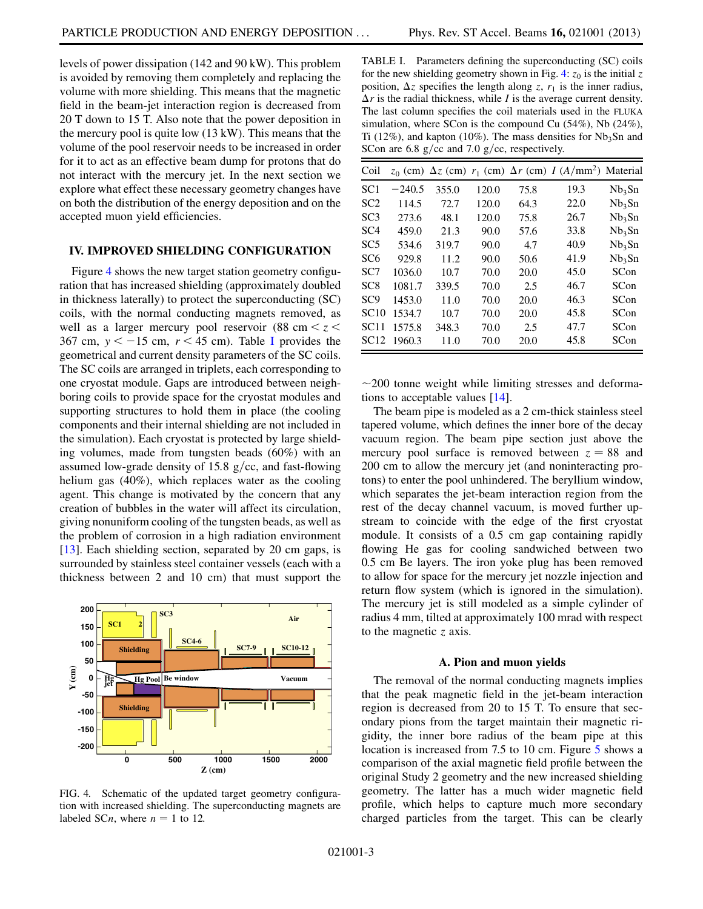levels of power dissipation (142 and 90 kW). This problem is avoided by removing them completely and replacing the volume with more shielding. This means that the magnetic field in the beam-jet interaction region is decreased from 20 T down to 15 T. Also note that the power deposition in the mercury pool is quite low (13 kW). This means that the volume of the pool reservoir needs to be increased in order for it to act as an effective beam dump for protons that do not interact with the mercury jet. In the next section we explore what effect these necessary geometry changes have on both the distribution of the energy deposition and on the accepted muon yield efficiencies.

## IV. IMPROVED SHIELDING CONFIGURATION

Figure 4 shows the new target station geometry configuration that has increased shielding (approximately doubled in thickness laterally) to protect the superconducting (SC) coils, with the normal conducting magnets removed, as well as a larger mercury pool reservoir ($88$ cm $< z <$ $367$ cm, $y < -15$ cm, $r < 45$ cm). Table I provides the geometrical and current density parameters of the SC coils. The SC coils are arranged in triplets, each corresponding to one cryostat module. Gaps are introduced between neighboring coils to provide space for the cryostat modules and supporting structures to hold them in place (the cooling components and their internal shielding are not included in the simulation). Each cryostat is protected by large shielding volumes, made from tungsten beads (60%) with an assumed low-grade density of 15.8 g/cc, and fast-flowing helium gas (40%), which replaces water as the cooling agent. This change is motivated by the concern that any creation of bubbles in the water will affect its circulation, giving nonuniform cooling of the tungsten beads, as well as the problem of corrosion in a high radiation environment [13]. Each shielding section, separated by 20 cm gaps, is surrounded by stainless steel container vessels (each with a thickness between 2 and 10 cm) that must support the

FIG. 4. Schematic of the updated target geometry configuration with increased shielding. The superconducting magnets are labeled SC$n$, where $n = 1$ to 12.

TABLE I. Parameters defining the superconducting (SC) coils for the new shielding geometry shown in Fig. 4: $z_0$ is the initial $z$ position, $\Delta z$ specifies the length along $z$, $r_1$ is the inner radius, $\Delta r$ is the radial thickness, while $I$ is the average current density. The last column specifies the coil materials used in the FLUKA simulation, where SCon is the compound Cu (54%), Nb (24%), Ti (12%), and kapton (10%). The mass densities for $Nb_3Sn$ and SCon are 6.8 g/cc and 7.0 g/cc, respectively.

| Coil | $z_0$ (cm) | $\Delta z$ (cm) | $r_1$ (cm) | $\Delta r$ (cm) | $I$ $(A/\text{mm}^2)$ | Material |
|---|---|---|---|---|---|---|
| SC1 | $-240.5$ | 355.0 | 120.0 | 75.8 | 19.3 | $Nb_3Sn$ |
| SC2 | 114.5 | 72.7 | 120.0 | 64.3 | 22.0 | $Nb_3Sn$ |
| SC3 | 273.6 | 48.1 | 120.0 | 75.8 | 26.7 | $Nb_3Sn$ |
| SC4 | 459.0 | 21.3 | 90.0 | 57.6 | 33.8 | $Nb_3Sn$ |
| SC5 | 534.6 | 319.7 | 90.0 | 4.7 | 40.9 | $Nb_3Sn$ |
| SC6 | 929.8 | 11.2 | 90.0 | 50.6 | 41.9 | $Nb_3Sn$ |
| SC7 | 1036.0 | 10.7 | 70.0 | 20.0 | 45.0 | SCon |
| SC8 | 1081.7 | 339.5 | 70.0 | 2.5 | 46.7 | SCon |
| SC9 | 1453.0 | 11.0 | 70.0 | 20.0 | 46.3 | SCon |
| SC10 | 1534.7 | 10.7 | 70.0 | 20.0 | 45.8 | SCon |
| SC11 | 1575.8 | 348.3 | 70.0 | 2.5 | 47.7 | SCon |
| SC12 | 1960.3 | 11.0 | 70.0 | 20.0 | 45.8 | SCon |

~200 tonne weight while limiting stresses and deformations to acceptable values [14].

The beam pipe is modeled as a 2 cm-thick stainless steel tapered volume, which defines the inner bore of the decay vacuum region. The beam pipe section just above the mercury pool surface is removed between $z = 88$ and 200 cm to allow the mercury jet (and noninteracting protons) to enter the pool unhindered. The beryllium window, which separates the jet-beam interaction region from the rest of the decay channel vacuum, is moved further upstream to coincide with the edge of the first cryostat module. It consists of a 0.5 cm gap containing rapidly flowing He gas for cooling sandwiched between two 0.5 cm Be layers. The iron yoke plug has been removed to allow for space for the mercury jet nozzle injection and return flow system (which is ignored in the simulation). The mercury jet is still modeled as a simple cylinder of radius 4 mm, tilted at approximately 100 mrad with respect to the magnetic $z$ axis.

### A. Pion and muon yields

The removal of the normal conducting magnets implies that the peak magnetic field in the jet-beam interaction region is decreased from 20 to 15 T. To ensure that secondary pions from the target maintain their magnetic rigidity, the inner bore radius of the beam pipe at this location is increased from 7.5 to 10 cm. Figure 5 shows a comparison of the axial magnetic field profile between the original Study 2 geometry and the new increased shielding geometry. The latter has a much wider magnetic field profile, which helps to capture much more secondary charged particles from the target. This can be clearly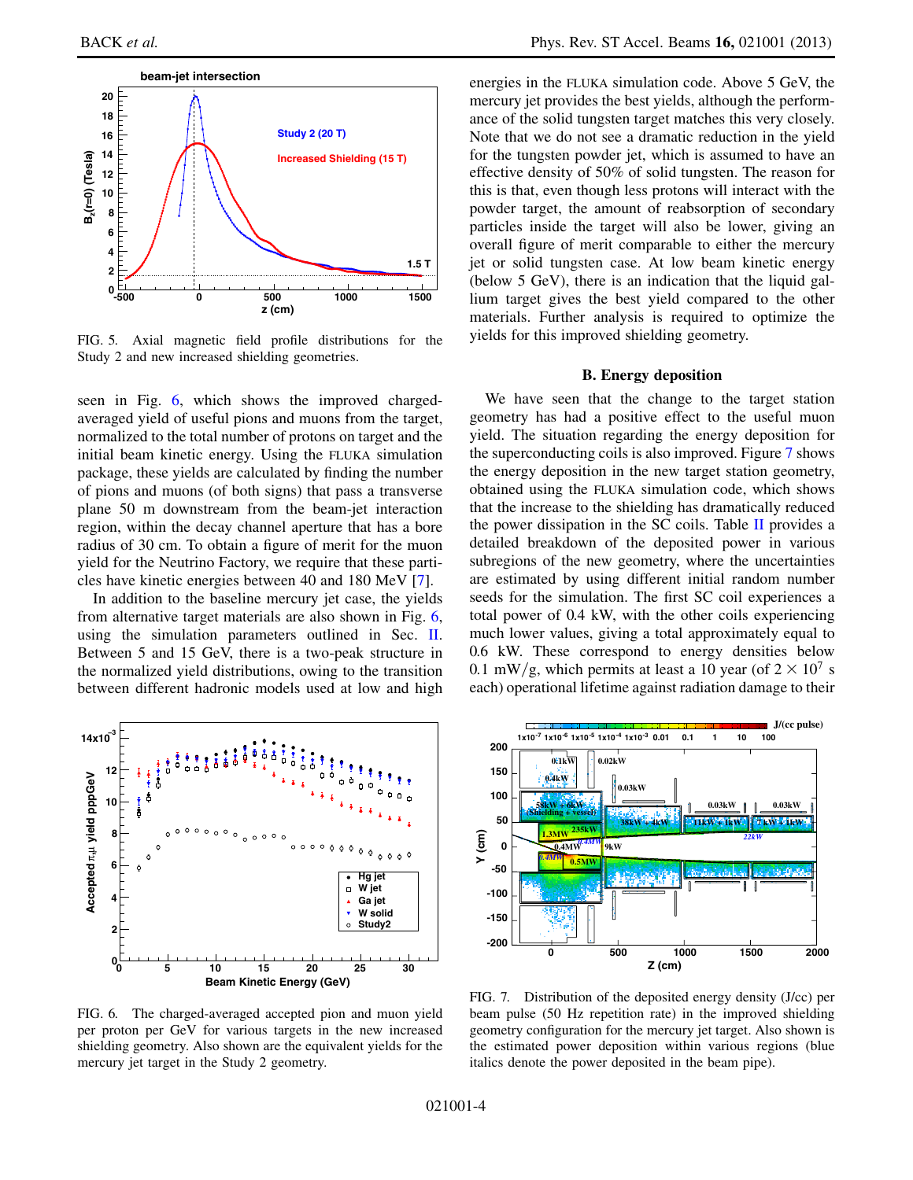FIG. 5. Axial magnetic field profile distributions for the Study 2 and new increased shielding geometries.

seen in Fig. 6, which shows the improved charged-averaged yield of useful pions and muons from the target, normalized to the total number of protons on target and the initial beam kinetic energy. Using the FLUKA simulation package, these yields are calculated by finding the number of pions and muons (of both signs) that pass a transverse plane 50 m downstream from the beam-jet interaction region, within the decay channel aperture that has a bore radius of 30 cm. To obtain a figure of merit for the muon yield for the Neutrino Factory, we require that these particles have kinetic energies between 40 and 180 MeV [7].

In addition to the baseline mercury jet case, the yields from alternative target materials are also shown in Fig. 6, using the simulation parameters outlined in Sec. II. Between 5 and 15 GeV, there is a two-peak structure in the normalized yield distributions, owing to the transition between different hadronic models used at low and high energies in the FLUKA simulation code. Above 5 GeV, the mercury jet provides the best yields, although the performance of the solid tungsten target matches this very closely. Note that we do not see a dramatic reduction in the yield for the tungsten powder jet, which is assumed to have an effective density of 50% of solid tungsten. The reason for this is that, even though less protons will interact with the powder target, the amount of reabsorption of secondary particles inside the target will also be lower, giving an overall figure of merit comparable to either the mercury jet or solid tungsten case. At low beam kinetic energy (below 5 GeV), there is an indication that the liquid gallium target gives the best yield compared to the other materials. Further analysis is required to optimize the yields for this improved shielding geometry.

FIG. 6. The charged-averaged accepted pion and muon yield per proton per GeV for various targets in the new increased shielding geometry. Also shown are the equivalent yields for the mercury jet target in the Study 2 geometry.

### B. Energy deposition

We have seen that the change to the target station geometry has had a positive effect to the useful muon yield. The situation regarding the energy deposition for the superconducting coils is also improved. Figure 7 shows the energy deposition in the new target station geometry, obtained using the FLUKA simulation code, which shows that the increase to the shielding has dramatically reduced the power dissipation in the SC coils. Table II provides a detailed breakdown of the deposited power in various subregions of the new geometry, where the uncertainties are estimated by using different initial random number seeds for the simulation. The first SC coil experiences a total power of 0.4 kW, with the other coils experiencing much lower values, giving a total approximately equal to 0.6 kW. These correspond to energy densities below 0.1 mW/g, which permits at least a 10 year (of $2 \times 10^7$ s each) operational lifetime against radiation damage to their

FIG. 7. Distribution of the deposited energy density (J/cc) per beam pulse (50 Hz repetition rate) in the improved shielding geometry configuration for the mercury jet target. Also shown is the estimated power deposition within various regions (blue italics denote the power deposited in the beam pipe).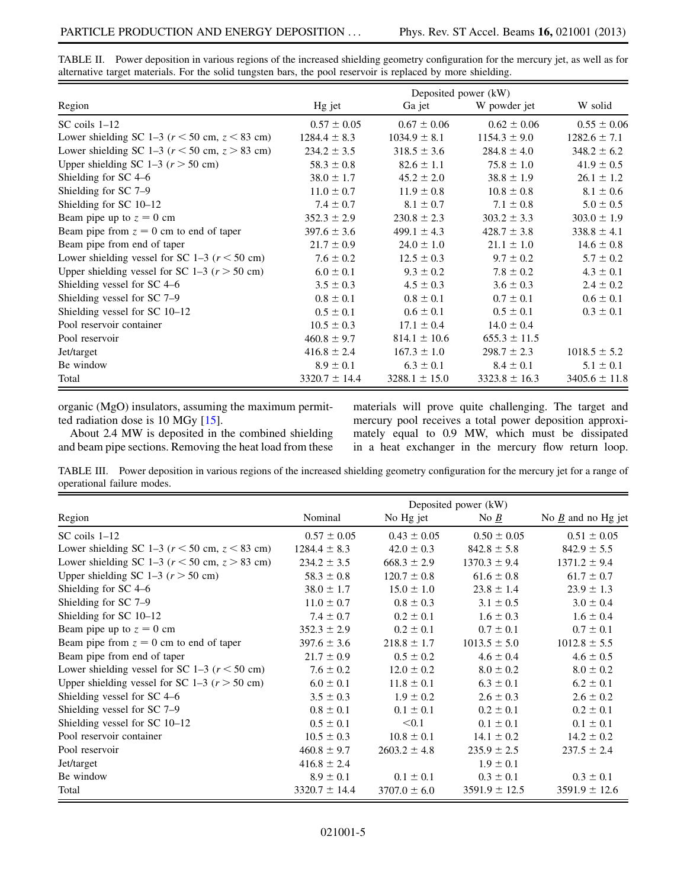TABLE II. Power deposition in various regions of the increased shielding geometry configuration for the mercury jet, as well as for alternative target materials. For the solid tungsten bars, the pool reservoir is replaced by more shielding.

| Region | Deposited power (kW) | | | |
|---|---|---|---|---|
| | Hg jet | Ga jet | W powder jet | W solid |
| SC coils 1–12 | $0.57 \pm 0.05$ | $0.67 \pm 0.06$ | $0.62 \pm 0.06$ | $0.55 \pm 0.06$ |
| Lower shielding SC 1–3 ($r < 50$ cm, $z < 83$ cm) | $1284.4 \pm 8.3$ | $1034.9 \pm 8.1$ | $1154.3 \pm 9.0$ | $1282.6 \pm 7.1$ |
| Lower shielding SC 1–3 ($r < 50$ cm, $z > 83$ cm) | $234.2 \pm 3.5$ | $318.5 \pm 3.6$ | $284.8 \pm 4.0$ | $348.2 \pm 6.2$ |
| Upper shielding SC 1–3 ($r > 50$ cm) | $58.3 \pm 0.8$ | $82.6 \pm 1.1$ | $75.8 \pm 1.0$ | $41.9 \pm 0.5$ |
| Shielding for SC 4–6 | $38.0 \pm 1.7$ | $45.2 \pm 2.0$ | $38.8 \pm 1.9$ | $26.1 \pm 1.2$ |
| Shielding for SC 7–9 | $11.0 \pm 0.7$ | $11.9 \pm 0.8$ | $10.8 \pm 0.8$ | $8.1 \pm 0.6$ |
| Shielding for SC 10–12 | $7.4 \pm 0.7$ | $8.1 \pm 0.7$ | $7.1 \pm 0.8$ | $5.0 \pm 0.5$ |
| Beam pipe up to $z = 0$ cm | $352.3 \pm 2.9$ | $230.8 \pm 2.3$ | $303.2 \pm 3.3$ | $303.0 \pm 1.9$ |
| Beam pipe from $z = 0$ cm to end of taper | $397.6 \pm 3.6$ | $499.1 \pm 4.3$ | $428.7 \pm 3.8$ | $338.8 \pm 4.1$ |
| Beam pipe from end of taper | $21.7 \pm 0.9$ | $24.0 \pm 1.0$ | $21.1 \pm 1.0$ | $14.6 \pm 0.8$ |
| Lower shielding vessel for SC 1–3 ($r < 50$ cm) | $7.6 \pm 0.2$ | $12.5 \pm 0.3$ | $9.7 \pm 0.2$ | $5.7 \pm 0.2$ |
| Upper shielding vessel for SC 1–3 ($r > 50$ cm) | $6.0 \pm 0.1$ | $9.3 \pm 0.2$ | $7.8 \pm 0.2$ | $4.3 \pm 0.1$ |
| Shielding vessel for SC 4–6 | $3.5 \pm 0.3$ | $4.5 \pm 0.3$ | $3.6 \pm 0.3$ | $2.4 \pm 0.2$ |
| Shielding vessel for SC 7–9 | $0.8 \pm 0.1$ | $0.8 \pm 0.1$ | $0.7 \pm 0.1$ | $0.6 \pm 0.1$ |
| Shielding vessel for SC 10–12 | $0.5 \pm 0.1$ | $0.6 \pm 0.1$ | $0.5 \pm 0.1$ | $0.3 \pm 0.1$ |
| Pool reservoir container | $10.5 \pm 0.3$ | $17.1 \pm 0.4$ | $14.0 \pm 0.4$ | |
| Pool reservoir | $460.8 \pm 9.7$ | $814.1 \pm 10.6$ | $655.3 \pm 11.5$ | |
| Jet/target | $416.8 \pm 2.4$ | $167.3 \pm 1.0$ | $298.7 \pm 2.3$ | $1018.5 \pm 5.2$ |
| Be window | $8.9 \pm 0.1$ | $6.3 \pm 0.1$ | $8.4 \pm 0.1$ | $5.1 \pm 0.1$ |
| Total | $3320.7 \pm 14.4$ | $3288.1 \pm 15.0$ | $3323.8 \pm 16.3$ | $3405.6 \pm 11.8$ |

organic (MgO) insulators, assuming the maximum permitted radiation dose is 10 MGy [15].

About 2.4 MW is deposited in the combined shielding and beam pipe sections. Removing the heat load from these materials will prove quite challenging. The target and mercury pool receives a total power deposition approximately equal to 0.9 MW, which must be dissipated in a heat exchanger in the mercury flow return loop.

TABLE III. Power deposition in various regions of the increased shielding geometry configuration for the mercury jet for a range of operational failure modes.

| Region | Deposited power (kW) | | | |
|---|---|---|---|---|
| | Nominal | No Hg jet | No $\underline{B}$ | No $\underline{B}$ and no Hg jet |
| SC coils 1–12 | $0.57 \pm 0.05$ | $0.43 \pm 0.05$ | $0.50 \pm 0.05$ | $0.51 \pm 0.05$ |
| Lower shielding SC 1–3 ($r < 50$ cm, $z < 83$ cm) | $1284.4 \pm 8.3$ | $42.0 \pm 0.3$ | $842.8 \pm 5.8$ | $842.9 \pm 5.5$ |
| Lower shielding SC 1–3 ($r < 50$ cm, $z > 83$ cm) | $234.2 \pm 3.5$ | $668.3 \pm 2.9$ | $1370.3 \pm 9.4$ | $1371.2 \pm 9.4$ |
| Upper shielding SC 1–3 ($r > 50$ cm) | $58.3 \pm 0.8$ | $120.7 \pm 0.8$ | $61.6 \pm 0.8$ | $61.7 \pm 0.7$ |
| Shielding for SC 4–6 | $38.0 \pm 1.7$ | $15.0 \pm 1.0$ | $23.8 \pm 1.4$ | $23.9 \pm 1.3$ |
| Shielding for SC 7–9 | $11.0 \pm 0.7$ | $0.8 \pm 0.3$ | $3.1 \pm 0.5$ | $3.0 \pm 0.4$ |
| Shielding for SC 10–12 | $7.4 \pm 0.7$ | $0.2 \pm 0.1$ | $1.6 \pm 0.3$ | $1.6 \pm 0.4$ |
| Beam pipe up to $z = 0$ cm | $352.3 \pm 2.9$ | $0.2 \pm 0.1$ | $0.7 \pm 0.1$ | $0.7 \pm 0.1$ |
| Beam pipe from $z = 0$ cm to end of taper | $397.6 \pm 3.6$ | $218.8 \pm 1.7$ | $1013.5 \pm 5.0$ | $1012.8 \pm 5.5$ |
| Beam pipe from end of taper | $21.7 \pm 0.9$ | $0.5 \pm 0.2$ | $4.6 \pm 0.4$ | $4.6 \pm 0.5$ |
| Lower shielding vessel for SC 1–3 ($r < 50$ cm) | $7.6 \pm 0.2$ | $12.0 \pm 0.2$ | $8.0 \pm 0.2$ | $8.0 \pm 0.2$ |
| Upper shielding vessel for SC 1–3 ($r > 50$ cm) | $6.0 \pm 0.1$ | $11.8 \pm 0.1$ | $6.3 \pm 0.1$ | $6.2 \pm 0.1$ |
| Shielding vessel for SC 4–6 | $3.5 \pm 0.3$ | $1.9 \pm 0.2$ | $2.6 \pm 0.3$ | $2.6 \pm 0.2$ |
| Shielding vessel for SC 7–9 | $0.8 \pm 0.1$ | $0.1 \pm 0.1$ | $0.2 \pm 0.1$ | $0.2 \pm 0.1$ |
| Shielding vessel for SC 10–12 | $0.5 \pm 0.1$ | $<0.1$ | $0.1 \pm 0.1$ | $0.1 \pm 0.1$ |
| Pool reservoir container | $10.5 \pm 0.3$ | $10.8 \pm 0.1$ | $14.1 \pm 0.2$ | $14.2 \pm 0.2$ |
| Pool reservoir | $460.8 \pm 9.7$ | $2603.2 \pm 4.8$ | $235.9 \pm 2.5$ | $237.5 \pm 2.4$ |
| Jet/target | $416.8 \pm 2.4$ | | $1.9 \pm 0.1$ | |
| Be window | $8.9 \pm 0.1$ | $0.1 \pm 0.1$ | $0.3 \pm 0.1$ | $0.3 \pm 0.1$ |
| Total | $3320.7 \pm 14.4$ | $3707.0 \pm 6.0$ | $3591.9 \pm 12.5$ | $3591.9 \pm 12.6$ |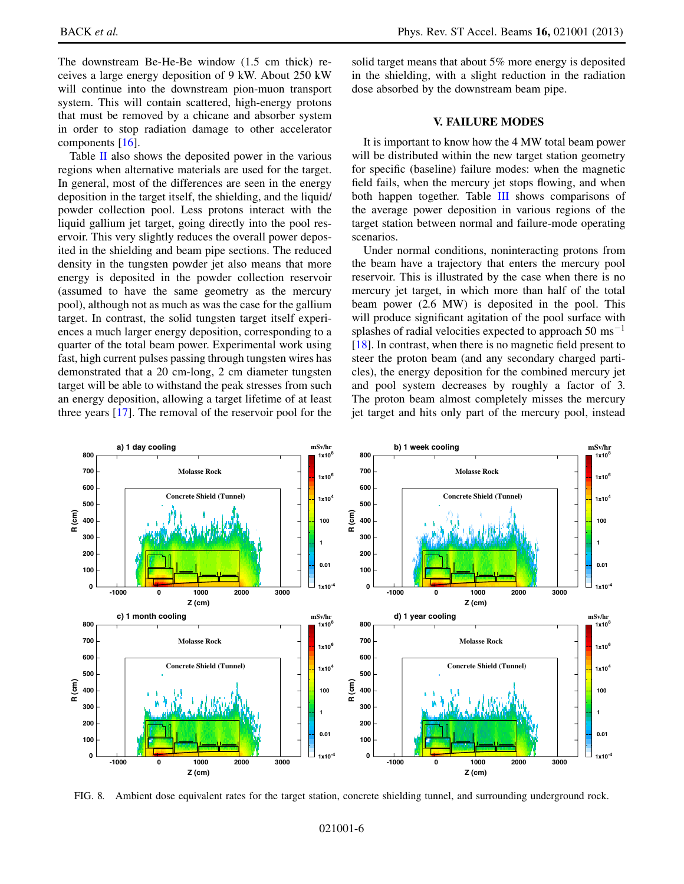The downstream Be-He-Be window (1.5 cm thick) receives a large energy deposition of 9 kW. About 250 kW will continue into the downstream pion-muon transport system. This will contain scattered, high-energy protons that must be removed by a chicane and absorber system in order to stop radiation damage to other accelerator components [16].

Table II also shows the deposited power in the various regions when alternative materials are used for the target. In general, most of the differences are seen in the energy deposition in the target itself, the shielding, and the liquid/powder collection pool. Less protons interact with the liquid gallium jet target, going directly into the pool reservoir. This very slightly reduces the overall power deposited in the shielding and beam pipe sections. The reduced density in the tungsten powder jet also means that more energy is deposited in the powder collection reservoir (assumed to have the same geometry as the mercury pool), although not as much as was the case for the gallium target. In contrast, the solid tungsten target itself experiences a much larger energy deposition, corresponding to a quarter of the total beam power. Experimental work using fast, high current pulses passing through tungsten wires has demonstrated that a 20 cm-long, 2 cm diameter tungsten target will be able to withstand the peak stresses from such an energy deposition, allowing a target lifetime of at least three years [17]. The removal of the reservoir pool for the solid target means that about 5% more energy is deposited in the shielding, with a slight reduction in the radiation dose absorbed by the downstream beam pipe.

## V. FAILURE MODES

It is important to know how the 4 MW total beam power will be distributed within the new target station geometry for specific (baseline) failure modes: when the magnetic field fails, when the mercury jet stops flowing, and when both happen together. Table III shows comparisons of the average power deposition in various regions of the target station between normal and failure-mode operating scenarios.

Under normal conditions, noninteracting protons from the beam have a trajectory that enters the mercury pool reservoir. This is illustrated by the case when there is no mercury jet target, in which more than half of the total beam power (2.6 MW) is deposited in the pool. This will produce significant agitation of the pool surface with splashes of radial velocities expected to approach 50 $\mathrm{ms}^{-1}$ [18]. In contrast, when there is no magnetic field present to steer the proton beam (and any secondary charged particles), the energy deposition for the combined mercury jet and pool system decreases by roughly a factor of 3. The proton beam almost completely misses the mercury jet target and hits only part of the mercury pool, instead

FIG. 8. Ambient dose equivalent rates for the target station, concrete shielding tunnel, and surrounding underground rock.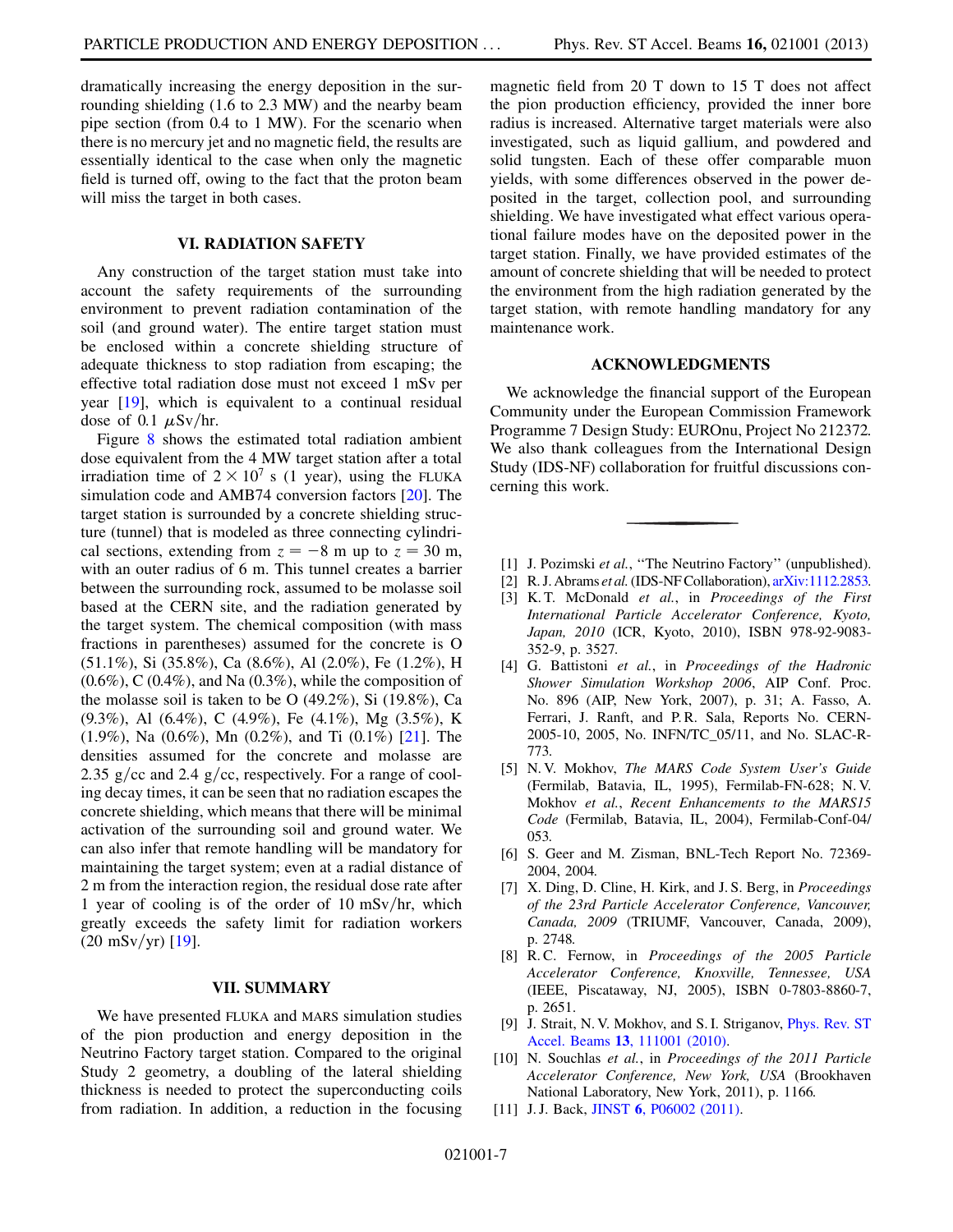dramatically increasing the energy deposition in the surrounding shielding (1.6 to 2.3 MW) and the nearby beam pipe section (from 0.4 to 1 MW). For the scenario when there is no mercury jet and no magnetic field, the results are essentially identical to the case when only the magnetic field is turned off, owing to the fact that the proton beam will miss the target in both cases.

## VI. RADIATION SAFETY

Any construction of the target station must take into account the safety requirements of the surrounding environment to prevent radiation contamination of the soil (and ground water). The entire target station must be enclosed within a concrete shielding structure of adequate thickness to stop radiation from escaping; the effective total radiation dose must not exceed 1 mSv per year [19], which is equivalent to a continual residual dose of 0.1 $\mu$Sv/hr.

Figure 8 shows the estimated total radiation ambient dose equivalent from the 4 MW target station after a total irradiation time of $2 \times 10^7$ s (1 year), using the FLUKA simulation code and AMB74 conversion factors [20]. The target station is surrounded by a concrete shielding structure (tunnel) that is modeled as three connecting cylindrical sections, extending from $z = -8$ m up to $z = 30$ m, with an outer radius of 6 m. This tunnel creates a barrier between the surrounding rock, assumed to be molasse soil based at the CERN site, and the radiation generated by the target system. The chemical composition (with mass fractions in parentheses) assumed for the concrete is O (51.1%), Si (35.8%), Ca (8.6%), Al (2.0%), Fe (1.2%), H (0.6%), C (0.4%), and Na (0.3%), while the composition of the molasse soil is taken to be O (49.2%), Si (19.8%), Ca (9.3%), Al (6.4%), C (4.9%), Fe (4.1%), Mg (3.5%), K (1.9%), Na (0.6%), Mn (0.2%), and Ti (0.1%) [21]. The densities assumed for the concrete and molasse are 2.35 g/cc and 2.4 g/cc, respectively. For a range of cooling decay times, it can be seen that no radiation escapes the concrete shielding, which means that there will be minimal activation of the surrounding soil and ground water. We can also infer that remote handling will be mandatory for maintaining the target system; even at a radial distance of 2 m from the interaction region, the residual dose rate after 1 year of cooling is of the order of 10 mSv/hr, which greatly exceeds the safety limit for radiation workers (20 mSv/yr) [19].

## VII. SUMMARY

We have presented FLUKA and MARS simulation studies of the pion production and energy deposition in the Neutrino Factory target station. Compared to the original Study 2 geometry, a doubling of the lateral shielding thickness is needed to protect the superconducting coils from radiation. In addition, a reduction in the focusing magnetic field from 20 T down to 15 T does not affect the pion production efficiency, provided the inner bore radius is increased. Alternative target materials were also investigated, such as liquid gallium, and powdered and solid tungsten. Each of these offer comparable muon yields, with some differences observed in the power deposited in the target, collection pool, and surrounding shielding. We have investigated what effect various operational failure modes have on the deposited power in the target station. Finally, we have provided estimates of the amount of concrete shielding that will be needed to protect the environment from the high radiation generated by the target station, with remote handling mandatory for any maintenance work.

## ACKNOWLEDGMENTS

We acknowledge the financial support of the European Community under the European Commission Framework Programme 7 Design Study: EUROnu, Project No 212372. We also thank colleagues from the International Design Study (IDS-NF) collaboration for fruitful discussions concerning this work.

---

[1] J. Pozimski *et al.*, ''The Neutrino Factory'' (unpublished).

[2] R. J. Abrams *et al.* (IDS-NF Collaboration), arXiv:1112.2853.

[3] K. T. McDonald *et al.*, in *Proceedings of the First International Particle Accelerator Conference, Kyoto, Japan, 2010* (ICR, Kyoto, 2010), ISBN 978-92-9083-352-9, p. 3527.

[4] G. Battistoni *et al.*, in *Proceedings of the Hadronic Shower Simulation Workshop 2006*, AIP Conf. Proc. No. 896 (AIP, New York, 2007), p. 31; A. Fasso, A. Ferrari, J. Ranft, and P. R. Sala, Reports No. CERN-2005-10, 2005, No. INFN/TC_05/11, and No. SLAC-R-773.

[5] N. V. Mokhov, *The MARS Code System User's Guide* (Fermilab, Batavia, IL, 1995), Fermilab-FN-628; N. V. Mokhov *et al.*, *Recent Enhancements to the MARS15 Code* (Fermilab, Batavia, IL, 2004), Fermilab-Conf-04/053.

[6] S. Geer and M. Zisman, BNL-Tech Report No. 72369-2004, 2004.

[7] X. Ding, D. Cline, H. Kirk, and J. S. Berg, in *Proceedings of the 23rd Particle Accelerator Conference, Vancouver, Canada, 2009* (TRIUMF, Vancouver, Canada, 2009), p. 2748.

[8] R. C. Fernow, in *Proceedings of the 2005 Particle Accelerator Conference, Knoxville, Tennessee, USA* (IEEE, Piscataway, NJ, 2005), ISBN 0-7803-8860-7, p. 2651.

[9] J. Strait, N. V. Mokhov, and S. I. Striganov, Phys. Rev. ST Accel. Beams **13**, 111001 (2010).

[10] N. Souchlas *et al.*, in *Proceedings of the 2011 Particle Accelerator Conference, New York, USA* (Brookhaven National Laboratory, New York, 2011), p. 1166.

[11] J. J. Back, JINST **6**, P06002 (2011).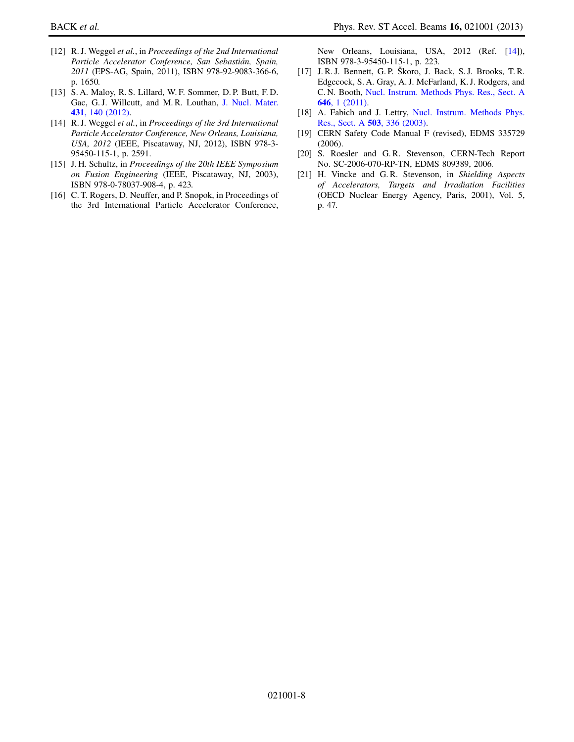[12] R. J. Weggel *et al.*, in *Proceedings of the 2nd International Particle Accelerator Conference, San Sebastián, Spain, 2011* (EPS-AG, Spain, 2011), ISBN 978-92-9083-366-6, p. 1650.

[13] S. A. Maloy, R. S. Lillard, W. F. Sommer, D. P. Butt, F. D. Gac, G. J. Willcutt, and M. R. Louthan, J. Nucl. Mater. **431**, 140 (2012).

[14] R. J. Weggel *et al.*, in *Proceedings of the 3rd International Particle Accelerator Conference, New Orleans, Louisiana, USA, 2012* (IEEE, Piscataway, NJ, 2012), ISBN 978-3-95450-115-1, p. 2591.

[15] J. H. Schultz, in *Proceedings of the 20th IEEE Symposium on Fusion Engineering* (IEEE, Piscataway, NJ, 2003), ISBN 978-0-78037-908-4, p. 423.

[16] C. T. Rogers, D. Neuffer, and P. Snopok, in Proceedings of the 3rd International Particle Accelerator Conference, New Orleans, Louisiana, USA, 2012 (Ref. [14]), ISBN 978-3-95450-115-1, p. 223.

[17] J. R. J. Bennett, G. P. Škoro, J. Back, S. J. Brooks, T. R. Edgecock, S. A. Gray, A. J. McFarland, K. J. Rodgers, and C. N. Booth, Nucl. Instrum. Methods Phys. Res., Sect. A **646**, 1 (2011).

[18] A. Fabich and J. Lettry, Nucl. Instrum. Methods Phys. Res., Sect. A **503**, 336 (2003).

[19] CERN Safety Code Manual F (revised), EDMS 335729 (2006).

[20] S. Roesler and G. R. Stevenson, CERN-Tech Report No. SC-2006-070-RP-TN, EDMS 809389, 2006.

[21] H. Vincke and G. R. Stevenson, in *Shielding Aspects of Accelerators, Targets and Irradiation Facilities* (OECD Nuclear Energy Agency, Paris, 2001), Vol. 5, p. 47.